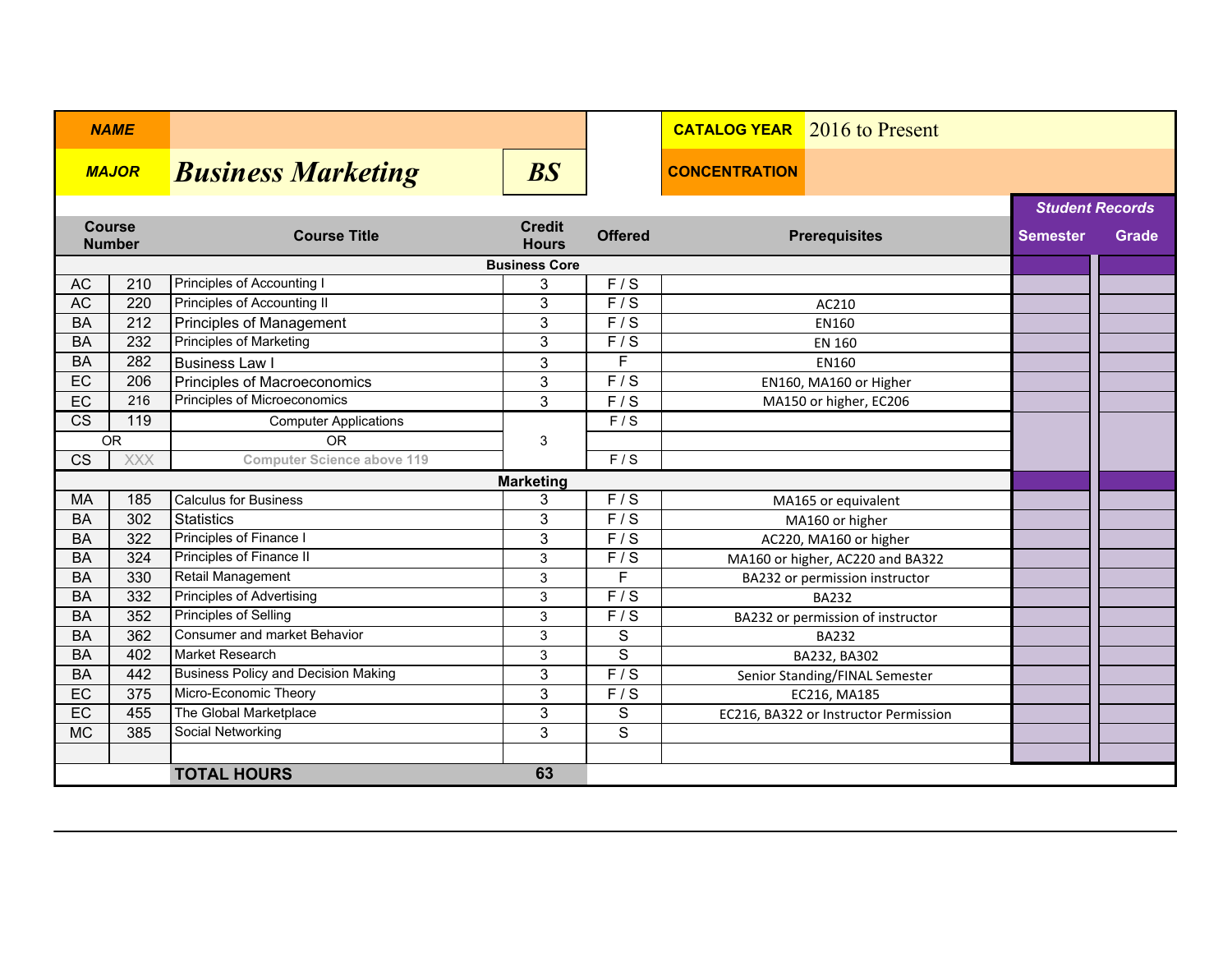| NAME | | | CATALOG YEAR | 2016 to Present |
|---|---|---|---|---|
| MAJOR | *Business Marketing* | *BS* | CONCENTRATION | |

| Course Number | | Course Title | Credit Hours | Offered | Prerequisites | Student Records Semester | Grade |
|---|---|---|---|---|---|---|---|
| | | **Business Core** | | | | | |
| AC | 210 | Principles of Accounting I | 3 | F / S | | | |
| AC | 220 | Principles of Accounting II | 3 | F / S | AC210 | | |
| BA | 212 | Principles of Management | 3 | F / S | EN160 | | |
| BA | 232 | Principles of Marketing | 3 | F / S | EN 160 | | |
| BA | 282 | Business Law I | 3 | F | EN160 | | |
| EC | 206 | Principles of Macroeconomics | 3 | F / S | EN160, MA160 or Higher | | |
| EC | 216 | Principles of Microeconomics | 3 | F / S | MA150 or higher, EC206 | | |
| CS | 119 | Computer Applications | 3 | F / S | | | |
| OR | | OR | | | | | |
| CS | XXX | Computer Science above 119 | | F / S | | | |
| | | **Marketing** | | | | | |
| MA | 185 | Calculus for Business | 3 | F / S | MA165 or equivalent | | |
| BA | 302 | Statistics | 3 | F / S | MA160 or higher | | |
| BA | 322 | Principles of Finance I | 3 | F / S | AC220, MA160 or higher | | |
| BA | 324 | Principles of Finance II | 3 | F / S | MA160 or higher, AC220 and BA322 | | |
| BA | 330 | Retail Management | 3 | F | BA232 or permission instructor | | |
| BA | 332 | Principles of Advertising | 3 | F / S | BA232 | | |
| BA | 352 | Principles of Selling | 3 | F / S | BA232 or permission of instructor | | |
| BA | 362 | Consumer and market Behavior | 3 | S | BA232 | | |
| BA | 402 | Market Research | 3 | S | BA232, BA302 | | |
| BA | 442 | Business Policy and Decision Making | 3 | F / S | Senior Standing/FINAL Semester | | |
| EC | 375 | Micro-Economic Theory | 3 | F / S | EC216, MA185 | | |
| EC | 455 | The Global Marketplace | 3 | S | EC216, BA322 or Instructor Permission | | |
| MC | 385 | Social Networking | 3 | S | | | |
| | | | | | | | |
| | | **TOTAL HOURS** | **63** | | | | |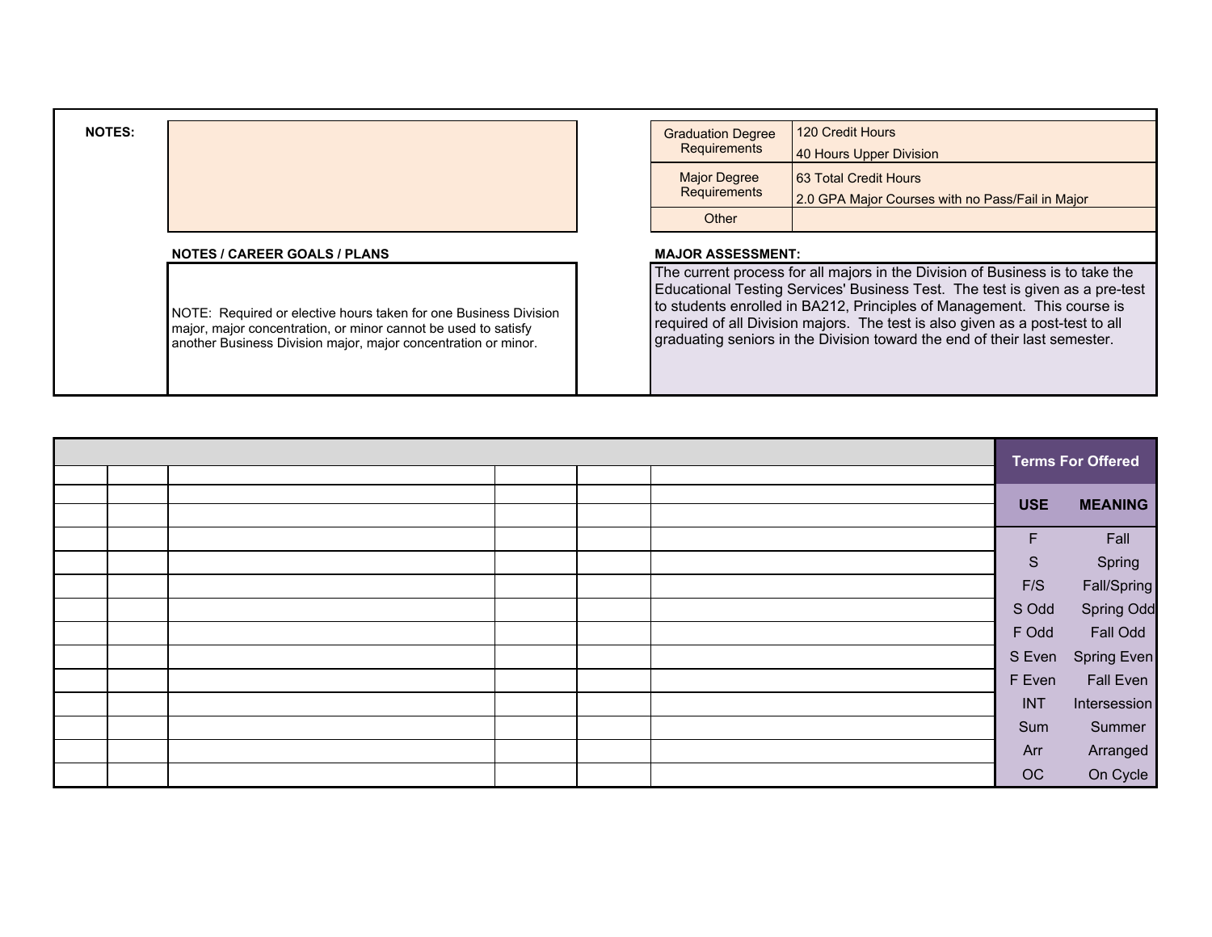**NOTES:**

| | |
|---|---|
| Graduation Degree Requirements | 120 Credit Hours<br>40 Hours Upper Division |
| Major Degree Requirements | 63 Total Credit Hours<br>2.0 GPA Major Courses with no Pass/Fail in Major |
| Other | |

**NOTES / CAREER GOALS / PLANS**

NOTE: Required or elective hours taken for one Business Division major, major concentration, or minor cannot be used to satisfy another Business Division major, major concentration or minor.

**MAJOR ASSESSMENT:**

The current process for all majors in the Division of Business is to take the Educational Testing Services' Business Test. The test is given as a pre-test to students enrolled in BA212, Principles of Management. This course is required of all Division majors. The test is also given as a post-test to all graduating seniors in the Division toward the end of their last semester.

**Terms For Offered**

| USE | MEANING |
|---|---|
| F | Fall |
| S | Spring |
| F/S | Fall/Spring |
| S Odd | Spring Odd |
| F Odd | Fall Odd |
| S Even | Spring Even |
| F Even | Fall Even |
| INT | Intersession |
| Sum | Summer |
| Arr | Arranged |
| OC | On Cycle |